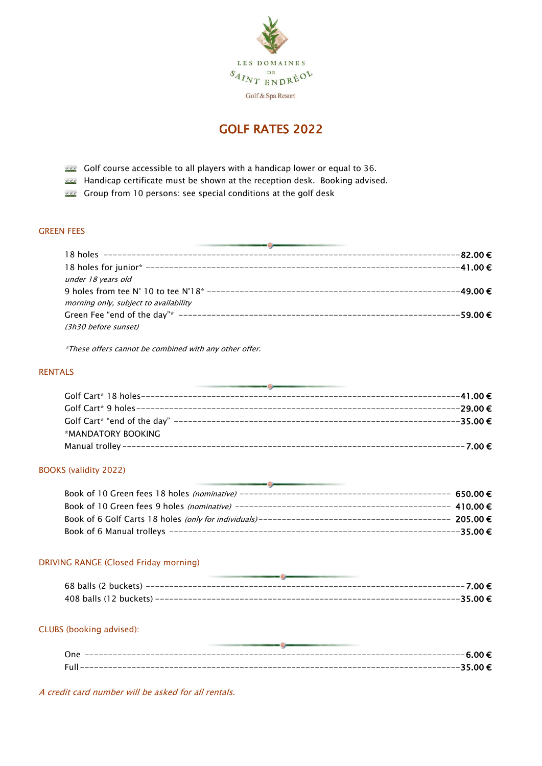LES DOMAINES DE SAINT ENDRÉOL

Golf & Spa Resort

# GOLF RATES 2022

- Golf course accessible to all players with a handicap lower or equal to 36.
- Handicap certificate must be shown at the reception desk. Booking advised.
- Group from 10 persons: see special conditions at the golf desk

## GREEN FEES

| | |
|---|---|
| 18 holes | 82.00 € |
| 18 holes for junior* <br> *under 18 years old* | 41.00 € |
| 9 holes from tee N° 10 to tee N°18* <br> *morning only, subject to availability* | 49.00 € |
| Green Fee "end of the day"* <br> *(3h30 before sunset)* | 59.00 € |

*\*These offers cannot be combined with any other offer.*

## RENTALS

| | |
|---|---|
| Golf Cart* 18 holes | 41.00 € |
| Golf Cart* 9 holes | 29.00 € |
| Golf Cart* "end of the day" | 35.00 € |
| *MANDATORY BOOKING | |
| Manual trolley | 7.00 € |

## BOOKS (validity 2022)

| | |
|---|---|
| Book of 10 Green fees 18 holes *(nominative)* | 650.00 € |
| Book of 10 Green fees 9 holes *(nominative)* | 410.00 € |
| Book of 6 Golf Carts 18 holes *(only for individuals)* | 205.00 € |
| Book of 6 Manual trolleys | 35.00 € |

## DRIVING RANGE (Closed Friday morning)

| | |
|---|---|
| 68 balls (2 buckets) | 7.00 € |
| 408 balls (12 buckets) | 35.00 € |

## CLUBS (booking advised):

| | |
|---|---|
| One | 6.00 € |
| Full | 35.00 € |

*A credit card number will be asked for all rentals.*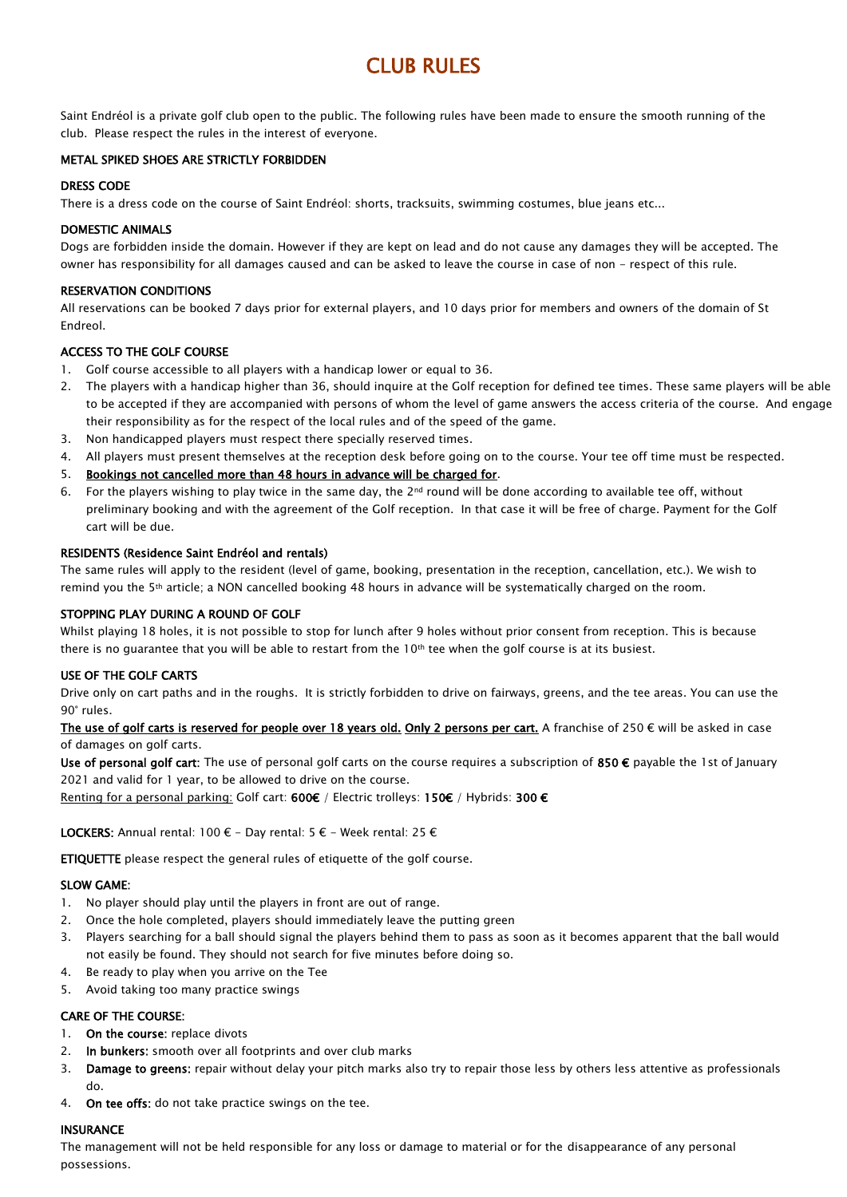# CLUB RULES

Saint Endréol is a private golf club open to the public. The following rules have been made to ensure the smooth running of the club. Please respect the rules in the interest of everyone.

**METAL SPIKED SHOES ARE STRICTLY FORBIDDEN**

**DRESS CODE**

There is a dress code on the course of Saint Endréol: shorts, tracksuits, swimming costumes, blue jeans etc...

**DOMESTIC ANIMALS**

Dogs are forbidden inside the domain. However if they are kept on lead and do not cause any damages they will be accepted. The owner has responsibility for all damages caused and can be asked to leave the course in case of non - respect of this rule.

**RESERVATION CONDITIONS**

All reservations can be booked 7 days prior for external players, and 10 days prior for members and owners of the domain of St Endreol.

**ACCESS TO THE GOLF COURSE**

1. Golf course accessible to all players with a handicap lower or equal to 36.
2. The players with a handicap higher than 36, should inquire at the Golf reception for defined tee times. These same players will be able to be accepted if they are accompanied with persons of whom the level of game answers the access criteria of the course. And engage their responsibility as for the respect of the local rules and of the speed of the game.
3. Non handicapped players must respect there specially reserved times.
4. All players must present themselves at the reception desk before going on to the course. Your tee off time must be respected.
5. <u>Bookings not cancelled more than 48 hours in advance will be charged for</u>.
6. For the players wishing to play twice in the same day, the 2nd round will be done according to available tee off, without preliminary booking and with the agreement of the Golf reception. In that case it will be free of charge. Payment for the Golf cart will be due.

**RESIDENTS (Residence Saint Endréol and rentals)**

The same rules will apply to the resident (level of game, booking, presentation in the reception, cancellation, etc.). We wish to remind you the 5th article; a NON cancelled booking 48 hours in advance will be systematically charged on the room.

**STOPPING PLAY DURING A ROUND OF GOLF**

Whilst playing 18 holes, it is not possible to stop for lunch after 9 holes without prior consent from reception. This is because there is no guarantee that you will be able to restart from the 10th tee when the golf course is at its busiest.

**USE OF THE GOLF CARTS**

Drive only on cart paths and in the roughs. It is strictly forbidden to drive on fairways, greens, and the tee areas. You can use the 90° rules.

<u>The use of golf carts is reserved for people over 18 years old.</u> <u>Only 2 persons per cart.</u> A franchise of 250 € will be asked in case of damages on golf carts.

**Use of personal golf cart:** The use of personal golf carts on the course requires a subscription of **850 €** payable the 1st of January 2021 and valid for 1 year, to be allowed to drive on the course.

<u>Renting for a personal parking:</u> Golf cart: **600€** / Electric trolleys: **150€** / Hybrids: **300 €**

**LOCKERS:** Annual rental: 100 € - Day rental: 5 € - Week rental: 25 €

**ETIQUETTE** please respect the general rules of etiquette of the golf course.

**SLOW GAME:**

1. No player should play until the players in front are out of range.
2. Once the hole completed, players should immediately leave the putting green
3. Players searching for a ball should signal the players behind them to pass as soon as it becomes apparent that the ball would not easily be found. They should not search for five minutes before doing so.
4. Be ready to play when you arrive on the Tee
5. Avoid taking too many practice swings

**CARE OF THE COURSE:**

1. **On the course:** replace divots
2. **In bunkers:** smooth over all footprints and over club marks
3. **Damage to greens:** repair without delay your pitch marks also try to repair those less by others less attentive as professionals do.
4. **On tee offs:** do not take practice swings on the tee.

**INSURANCE**

The management will not be held responsible for any loss or damage to material or for the disappearance of any personal possessions.